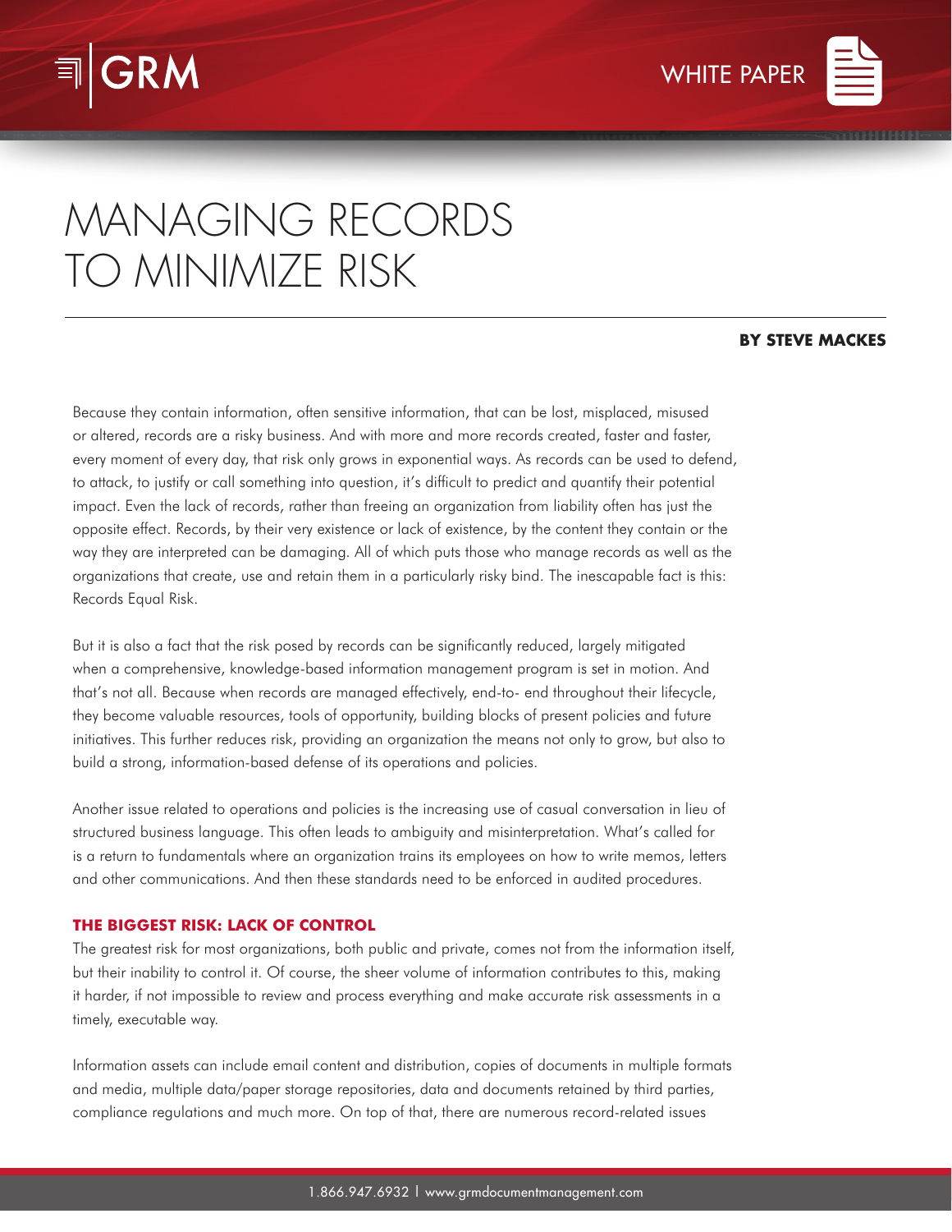# MANAGING RECORDS TO MINIMIZE RISK

**BY STEVE MACKES**

Because they contain information, often sensitive information, that can be lost, misplaced, misused or altered, records are a risky business. And with more and more records created, faster and faster, every moment of every day, that risk only grows in exponential ways. As records can be used to defend, to attack, to justify or call something into question, it's difficult to predict and quantify their potential impact. Even the lack of records, rather than freeing an organization from liability often has just the opposite effect. Records, by their very existence or lack of existence, by the content they contain or the way they are interpreted can be damaging. All of which puts those who manage records as well as the organizations that create, use and retain them in a particularly risky bind. The inescapable fact is this: Records Equal Risk.

But it is also a fact that the risk posed by records can be significantly reduced, largely mitigated when a comprehensive, knowledge-based information management program is set in motion. And that's not all. Because when records are managed effectively, end-to- end throughout their lifecycle, they become valuable resources, tools of opportunity, building blocks of present policies and future initiatives. This further reduces risk, providing an organization the means not only to grow, but also to build a strong, information-based defense of its operations and policies.

Another issue related to operations and policies is the increasing use of casual conversation in lieu of structured business language. This often leads to ambiguity and misinterpretation. What's called for is a return to fundamentals where an organization trains its employees on how to write memos, letters and other communications. And then these standards need to be enforced in audited procedures.

## THE BIGGEST RISK: LACK OF CONTROL

The greatest risk for most organizations, both public and private, comes not from the information itself, but their inability to control it. Of course, the sheer volume of information contributes to this, making it harder, if not impossible to review and process everything and make accurate risk assessments in a timely, executable way.

Information assets can include email content and distribution, copies of documents in multiple formats and media, multiple data/paper storage repositories, data and documents retained by third parties, compliance regulations and much more. On top of that, there are numerous record-related issues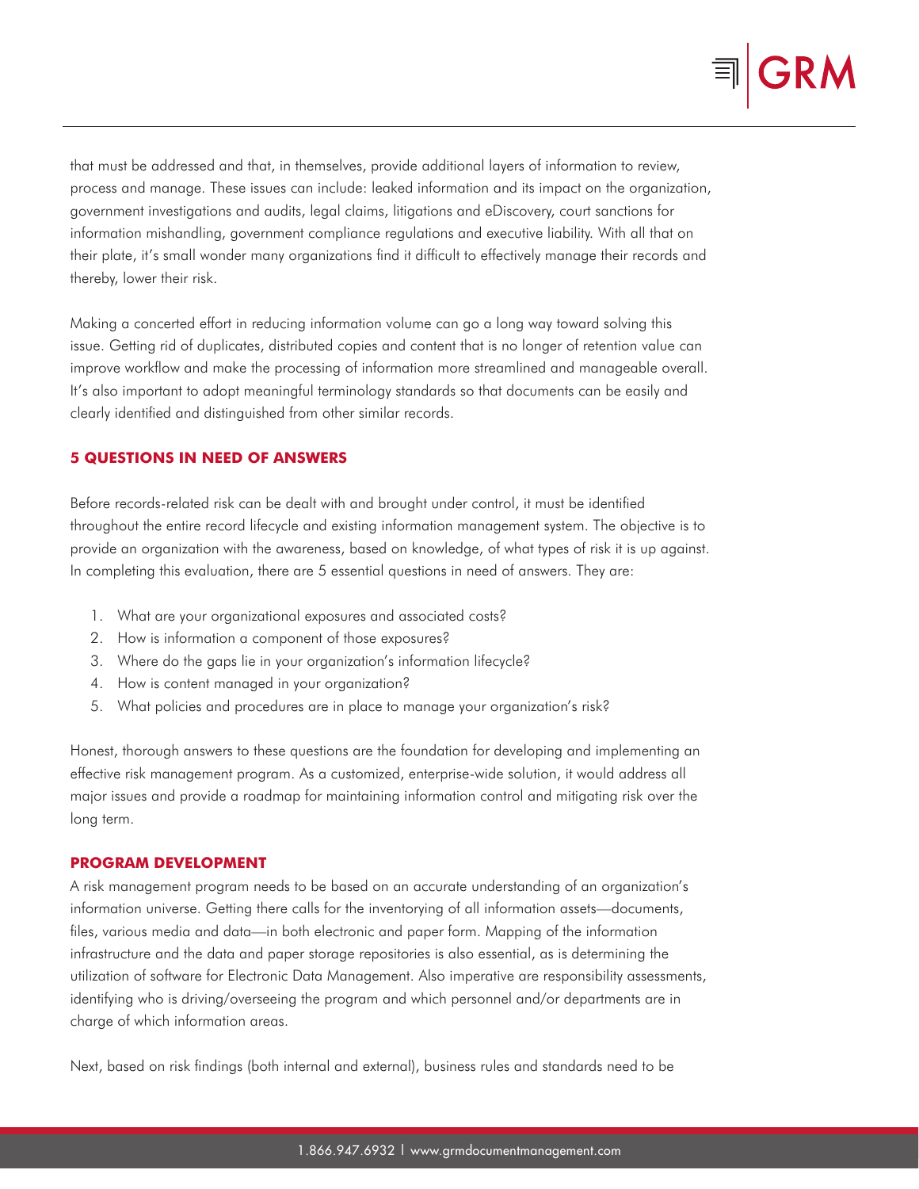that must be addressed and that, in themselves, provide additional layers of information to review, process and manage. These issues can include: leaked information and its impact on the organization, government investigations and audits, legal claims, litigations and eDiscovery, court sanctions for information mishandling, government compliance regulations and executive liability. With all that on their plate, it's small wonder many organizations find it difficult to effectively manage their records and thereby, lower their risk.

Making a concerted effort in reducing information volume can go a long way toward solving this issue. Getting rid of duplicates, distributed copies and content that is no longer of retention value can improve workflow and make the processing of information more streamlined and manageable overall. It's also important to adopt meaningful terminology standards so that documents can be easily and clearly identified and distinguished from other similar records.

## 5 QUESTIONS IN NEED OF ANSWERS

Before records-related risk can be dealt with and brought under control, it must be identified throughout the entire record lifecycle and existing information management system. The objective is to provide an organization with the awareness, based on knowledge, of what types of risk it is up against. In completing this evaluation, there are 5 essential questions in need of answers. They are:

1. What are your organizational exposures and associated costs?
2. How is information a component of those exposures?
3. Where do the gaps lie in your organization's information lifecycle?
4. How is content managed in your organization?
5. What policies and procedures are in place to manage your organization's risk?

Honest, thorough answers to these questions are the foundation for developing and implementing an effective risk management program. As a customized, enterprise-wide solution, it would address all major issues and provide a roadmap for maintaining information control and mitigating risk over the long term.

## PROGRAM DEVELOPMENT

A risk management program needs to be based on an accurate understanding of an organization's information universe. Getting there calls for the inventorying of all information assets—documents, files, various media and data—in both electronic and paper form. Mapping of the information infrastructure and the data and paper storage repositories is also essential, as is determining the utilization of software for Electronic Data Management. Also imperative are responsibility assessments, identifying who is driving/overseeing the program and which personnel and/or departments are in charge of which information areas.

Next, based on risk findings (both internal and external), business rules and standards need to be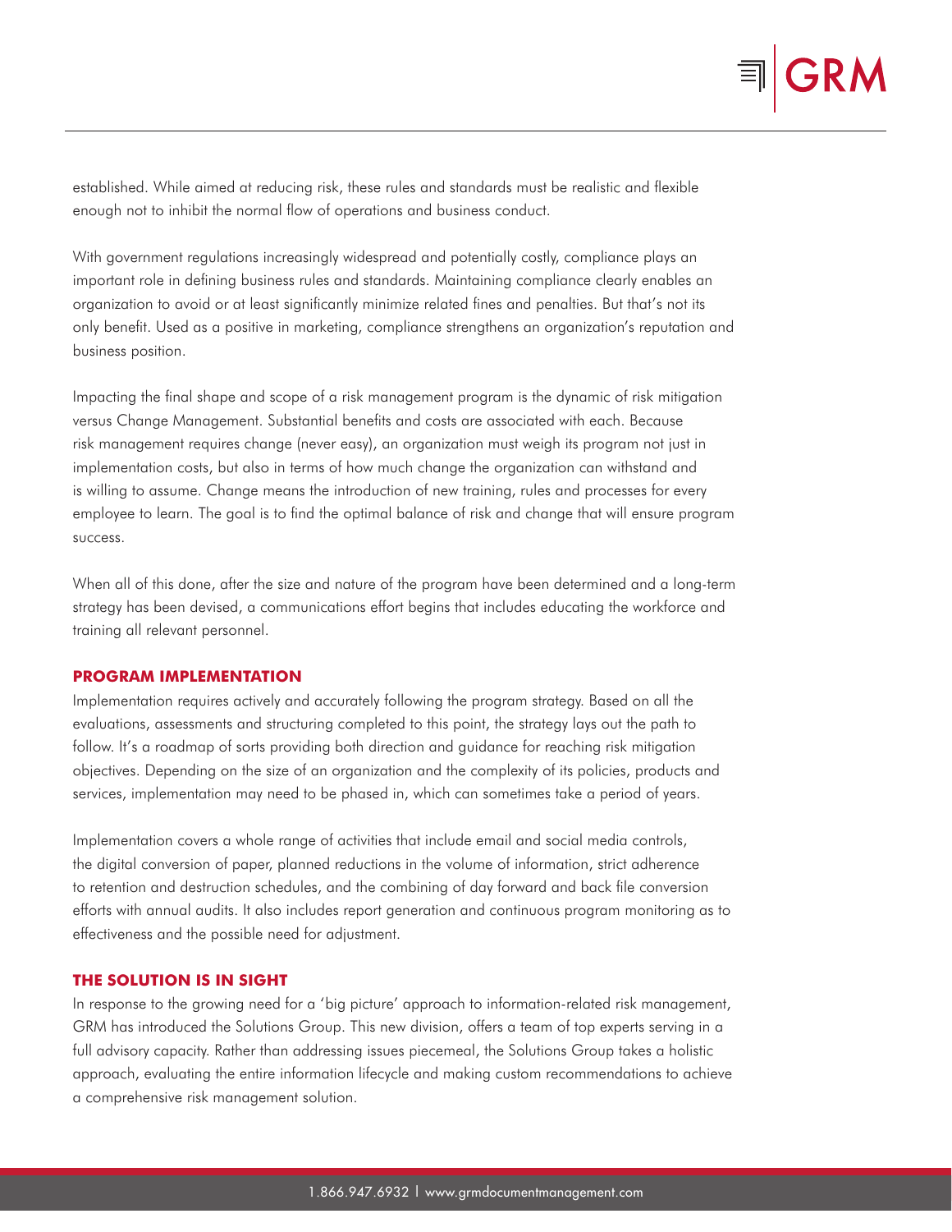established. While aimed at reducing risk, these rules and standards must be realistic and flexible enough not to inhibit the normal flow of operations and business conduct.

With government regulations increasingly widespread and potentially costly, compliance plays an important role in defining business rules and standards. Maintaining compliance clearly enables an organization to avoid or at least significantly minimize related fines and penalties. But that's not its only benefit. Used as a positive in marketing, compliance strengthens an organization's reputation and business position.

Impacting the final shape and scope of a risk management program is the dynamic of risk mitigation versus Change Management. Substantial benefits and costs are associated with each. Because risk management requires change (never easy), an organization must weigh its program not just in implementation costs, but also in terms of how much change the organization can withstand and is willing to assume. Change means the introduction of new training, rules and processes for every employee to learn. The goal is to find the optimal balance of risk and change that will ensure program success.

When all of this done, after the size and nature of the program have been determined and a long-term strategy has been devised, a communications effort begins that includes educating the workforce and training all relevant personnel.

## PROGRAM IMPLEMENTATION

Implementation requires actively and accurately following the program strategy. Based on all the evaluations, assessments and structuring completed to this point, the strategy lays out the path to follow. It's a roadmap of sorts providing both direction and guidance for reaching risk mitigation objectives. Depending on the size of an organization and the complexity of its policies, products and services, implementation may need to be phased in, which can sometimes take a period of years.

Implementation covers a whole range of activities that include email and social media controls, the digital conversion of paper, planned reductions in the volume of information, strict adherence to retention and destruction schedules, and the combining of day forward and back file conversion efforts with annual audits. It also includes report generation and continuous program monitoring as to effectiveness and the possible need for adjustment.

## THE SOLUTION IS IN SIGHT

In response to the growing need for a 'big picture' approach to information-related risk management, GRM has introduced the Solutions Group. This new division, offers a team of top experts serving in a full advisory capacity. Rather than addressing issues piecemeal, the Solutions Group takes a holistic approach, evaluating the entire information lifecycle and making custom recommendations to achieve a comprehensive risk management solution.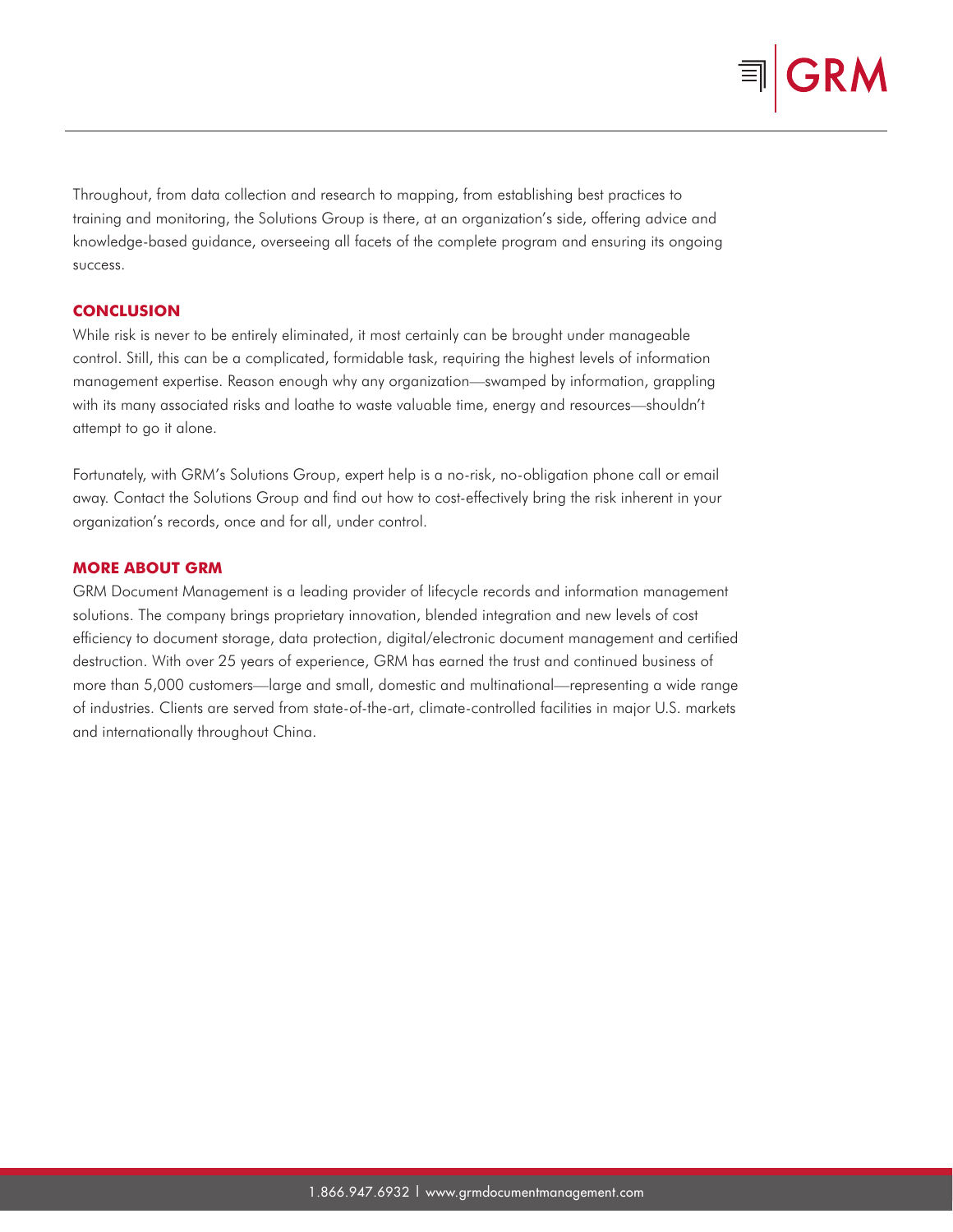Throughout, from data collection and research to mapping, from establishing best practices to training and monitoring, the Solutions Group is there, at an organization's side, offering advice and knowledge-based guidance, overseeing all facets of the complete program and ensuring its ongoing success.

## CONCLUSION

While risk is never to be entirely eliminated, it most certainly can be brought under manageable control. Still, this can be a complicated, formidable task, requiring the highest levels of information management expertise. Reason enough why any organization—swamped by information, grappling with its many associated risks and loathe to waste valuable time, energy and resources—shouldn't attempt to go it alone.

Fortunately, with GRM's Solutions Group, expert help is a no-risk, no-obligation phone call or email away. Contact the Solutions Group and find out how to cost-effectively bring the risk inherent in your organization's records, once and for all, under control.

## MORE ABOUT GRM

GRM Document Management is a leading provider of lifecycle records and information management solutions. The company brings proprietary innovation, blended integration and new levels of cost efficiency to document storage, data protection, digital/electronic document management and certified destruction. With over 25 years of experience, GRM has earned the trust and continued business of more than 5,000 customers—large and small, domestic and multinational—representing a wide range of industries. Clients are served from state-of-the-art, climate-controlled facilities in major U.S. markets and internationally throughout China.